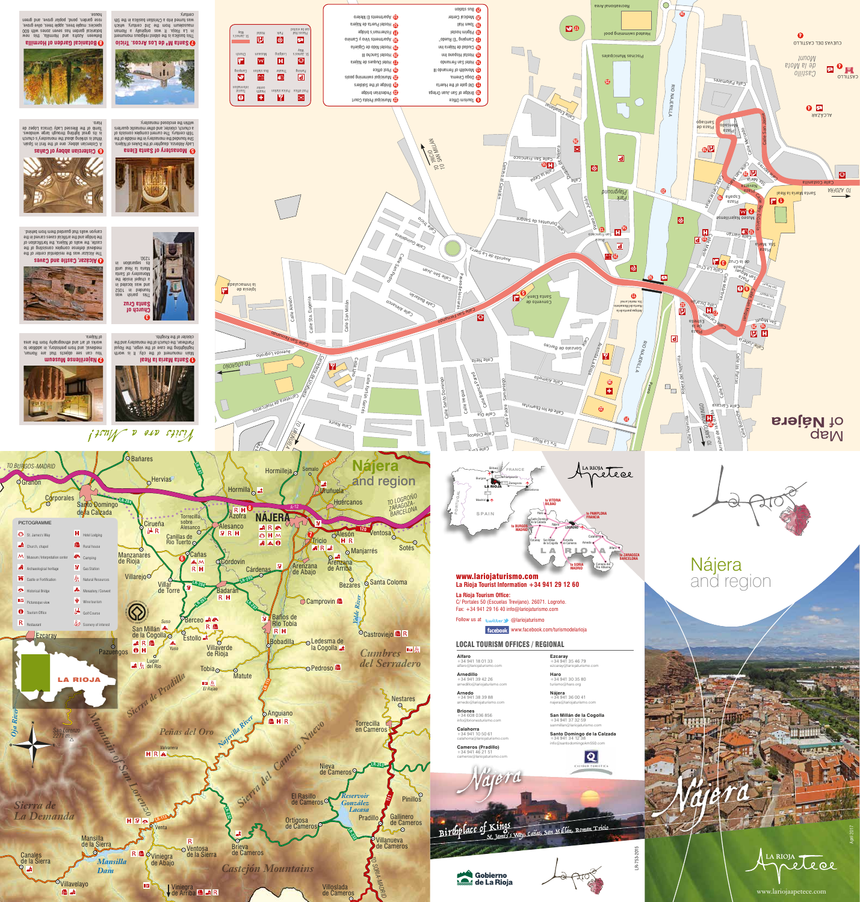# Nájera and region

## Visits are a Must!

### 1 Santa María la Real

Main monument of the city. It is worth highlighting the cave of the virgin, the Royal Pantheon, the church of the monastery and the cloister of the knights.

### 2 Najerillense Museum

You can see objects that are Roman, medieval, and from prehistory, in addition to works of art and ethnography from the area of Nájera.

### 3 Church of Santa Cruz

This parish was founded in 1052 and was located in a chapel inside the Monastery of Santa María la Real until its separation in 1280.

### 4 Alcázar, Castle and Caves

The Alcázar was the residential center of the medieval defense complex consisting of the castle, the walls of Nájera, the fortification of the bridge and the artificial caves carved in the canyon walls that guarded them from behind.

### 5 Monastery of Santa Elena

Lady Aldonza, daughter of the Dukes of Nájera. She founded the monastery in the middle of the 16th century. The current complex consists of a church, cloister, and other monastic quarters within the enclosed monastery.

### 6 Cistercian abbey of Cañas

A Cistercian abbey, one of the first in Spain. What is striking about the monastery's church is its great lighting through large windows. Tomb of the Blessed Lady Urraca López de Haro.

### 7 Santa Mª de Los Arcos, Tricio

This basilica is the oldest religious monument in La Rioja. It was originally a Roman mausoleum from the 3rd century, which was turned into a Christian basilica in the 5th century.

### 8 Botanical Garden of Hormilla

Between Azofra and Hormilla, this new botanical garden has seven zones with 600 species: maple trees, apple trees, olive grove, rose garden, pond, poplar grove, and green house.

## Map of Nájera

- 9 Tourism Office
- 10 Bridge of San Juan Ortega
- 11 Old gate of the Huerta
- 12 Doga Cinema
- 13 Monolith of Fernando III
- 14 Hostel San Fernando
- 15 Hostal Hispano Inn
- 16 Ciudad de Nájera Inn
- 17 Camping "El Ruedo"
- 18 Pilgrim Hostel
- 19 Town Hall
- 20 Medical Center
- 21 Bus station
- 22 Municipal Pelota Court
- 23 Pedestrian bridge
- 24 Bridge of the Soldiers
- 25 Municipal swimming pools
- 26 Post office
- 27 Hostel Duques de Nájera
- 28 Hostel Sancho III
- 29 Hostel Nido de Cigüeña
- 30 Apartments Viny y Camino
- 31 Fisherman's bridge
- 32 Hostel Puerta de Nájera
- 33 Apartments El Mirador

Tourist information · Health center · Police station · Post office · Church · Museum · Lodging · St. James's Way · Camping · Bus station · Theatre · Parking · Hostel · Park · Pelota court

## Nájera and region

### PICTOGRAMME

| | |
|---|---|
| St. James's Way | Hotel Lodging |
| Church, chapel | Rural house |
| Museum / Interpretation center | Camping |
| Archaeological heritage | Gas Station |
| Castle or Fortification | Natural Resources |
| Historical Bridge | Monastery / Convent |
| Picturesque view | Wine tourism |
| Tourism Office | Golf Course |
| Restaurant | Scenery of interest |

**www.lariojaturismo.com**
**La Rioja Tourist Information +34 941 29 12 60**

**La Rioja Tourism Office:**
C/ Portales 50 (Escuelas Trevijano). 26071. Logroño.
Fax: +34 941 29 16 40 info@lariojaturismo.com

Follow us at twitter @lariojaturismo
facebook www.facebook.com/turismodelarioja

### LOCAL TOURISM OFFICES / REGIONAL

**Alfaro**
+34 941 18 01 33
alfaro@lariojaturismo.com

**Arnedillo**
+34 941 39 42 26
arnedillo@lariojaturismo.com

**Arnedo**
+34 941 38 39 88
arnedo@lariojaturismo.com

**Briones**
+34 608 036 856
info@brionesturismo.com

**Calahorra**
+34 941 10 50 61
calahorra@lariojaturismo.com

**Cameros (Pradillo)**
+34 941 46 21 51
cameros@lariojaturismo.com

**Ezcaray**
+34 941 35 46 79
ezcaray@lariojaturismo.com

**Haro**
+34 941 30 35 80
turismo@haro.org

**Nájera**
+34 941 36 00 41
najera@lariojaturismo.com

**San Millán de la Cogolla**
+34 941 37 32 59
sanmillan@lariojaturismo.com

**Santo Domingo de la Calzada**
+34 941 34 12 38
info@santodomingo550.com

**Nájera**
Birthplace of Kings
St. James's Way, Cañas, San Millán, Roman Tricio

Gobierno de La Rioja

LR-753-2015

# Nájera and region

Nájera

LA RIOJA Apetece
www.lariojaapetece.com

April 2017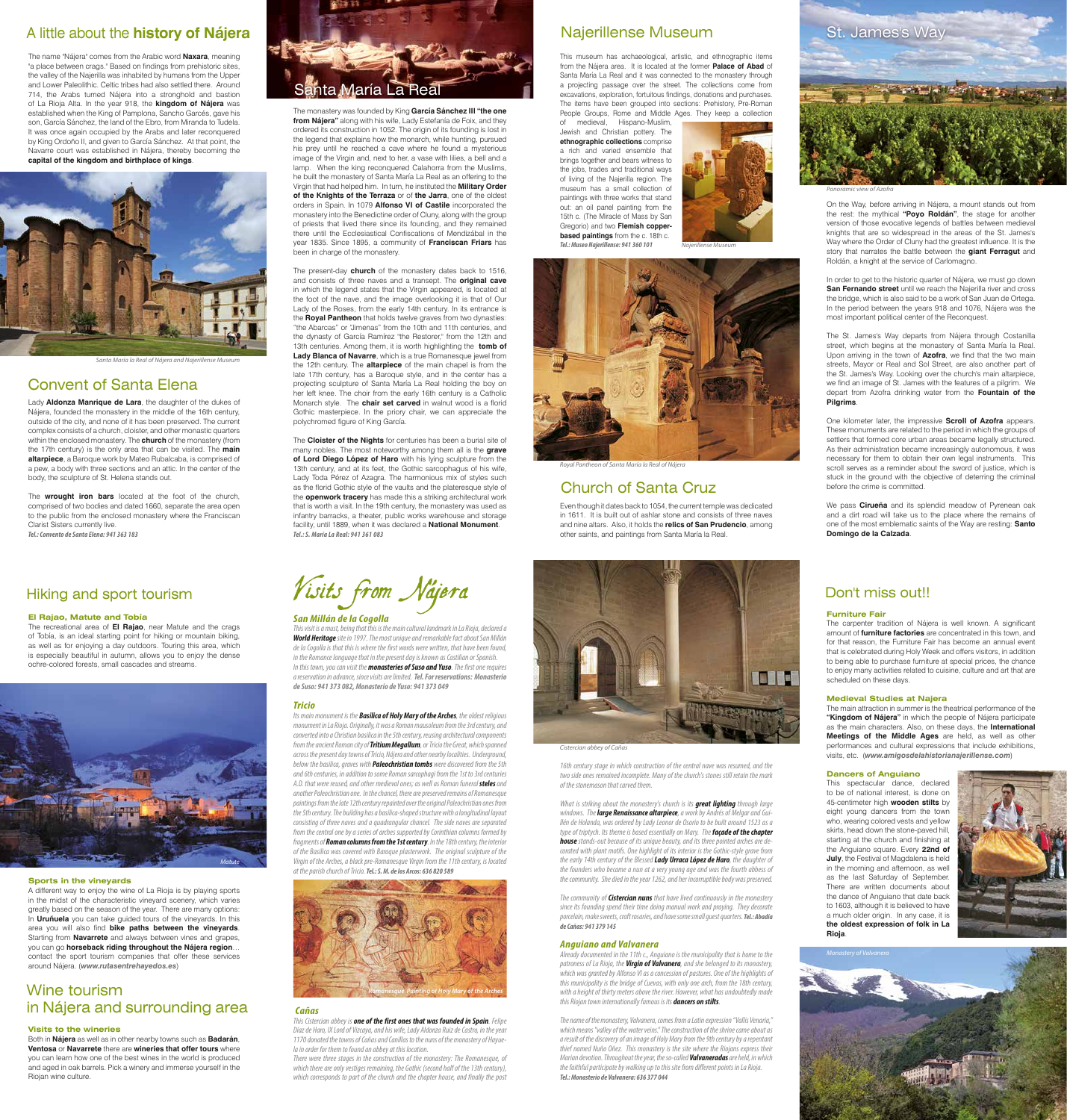## A little about the **history of Nájera**

The name "Nájera" comes from the Arabic word **Naxara**, meaning "a place between crags." Based on findings from prehistoric sites, the valley of the Najerilla was inhabited by humans from the Upper and Lower Paleolithic. Celtic tribes had also settled there. Around 714, the Arabs turned Nájera into a stronghold and bastion of La Rioja Alta. In the year 918, the **kingdom of Nájera** was established when the King of Pamplona, Sancho Garcés, gave his son, García Sánchez, the land of the Ebro, from Miranda to Tudela. It was once again occupied by the Arabs and later reconquered by King Ordoño II, and given to García Sánchez. At that point, the Navarre court was established in Nájera, thereby becoming the **capital of the kingdom and birthplace of kings**.

Santa María la Real of Nájera and Najerillense Museum

## Convent of Santa Elena

Lady **Aldonza Manrique de Lara**, the daughter of the dukes of Nájera, founded the monastery in the middle of the 16th century, outside of the city, and none of it has been preserved. The current complex consists of a church, cloister, and other monastic quarters within the enclosed monastery. The **church** of the monastery (from the 17th century) is the only area that can be visited. The **main altarpiece**, a Baroque work by Mateo Rubalcaba, is comprised of a pew, a body with three sections and an attic. In the center of the body, the sculpture of St. Helena stands out.

The **wrought iron bars** located at the foot of the church, comprised of two bodies and dated 1660, separate the area open to the public from the enclosed monastery where the Franciscan Clarist Sisters currently live.

***Tel.: Convento de Santa Elena: 941 363 183***

## Santa María La Real

The monastery was founded by King **García Sánchez III "the one from Nájera"** along with his wife, Lady Estefanía de Foix, and they ordered its construction in 1052. The origin of its founding is lost in the legend that explains how the monarch, while hunting, pursued his prey until he reached a cave where he found a mysterious image of the Virgin and, next to her, a vase with lilies, a bell and a lamp. When the king reconquered Calahorra from the Muslims, he built the monastery of Santa María La Real as an offering to the Virgin that had helped him. In turn, he instituted the **Military Order of the Knights of the Terraza** or of **the Jarra**, one of the oldest orders in Spain. In 1079 **Alfonso VI of Castile** incorporated the monastery into the Benedictine order of Cluny, along with the group of priests that lived there since its founding, and they remained there until the Ecclesiastical Confiscations of Mendizábal in the year 1835. Since 1895, a community of **Franciscan Friars** has been in charge of the monastery.

The present-day **church** of the monastery dates back to 1516, and consists of three naves and a transept. The **original cave** in which the legend states that the Virgin appeared, is located at the foot of the nave, and the image overlooking it is that of Our Lady of the Roses, from the early 14th century. In its entrance is the **Royal Pantheon** that holds twelve graves from two dynasties: "the Abarcas" or "Jimenas" from the 10th and 11th centuries, and the dynasty of García Ramírez "the Restorer," from the 12th and 13th centuries. Among them, it is worth highlighting the **tomb of Lady Blanca of Navarre**, which is a true Romanesque jewel from the 12th century. The **altarpiece** of the main chapel is from the late 17th century, has a Baroque style, and in the center has a projecting sculpture of Santa María La Real holding the boy on her left knee. The choir from the early 16th century is a Catholic Monarch style. The **chair set carved** in walnut wood is a florid Gothic masterpiece. In the priory chair, we can appreciate the polychromed figure of King García.

The **Cloister of the Nights** for centuries has been a burial site of many nobles. The most noteworthy among them all is the **grave of Lord Diego López of Haro** with his lying sculpture from the 13th century, and at its feet, the Gothic sarcophagus of his wife, Lady Toda Pérez of Azagra. The harmonious mix of styles such as the florid Gothic style of the vaults and the plateresque style of the **openwork tracery** has made this a striking architectural work that is worth a visit. In the 19th century, the monastery was used as infantry barracks, a theater, public works warehouse and storage facility, until 1889, when it was declared a **National Monument**.

***Tel.: S. María La Real: 941 361 083***

## Najerillense Museum

This museum has archaeological, artistic, and ethnographic items from the Nájera area. It is located at the former **Palace of Abad** of Santa María La Real and it was connected to the monastery through a projecting passage over the street. The collections come from excavations, exploration, fortuitous findings, donations and purchases. The items have been grouped into sections: Prehistory, Pre-Roman People Groups, Rome and Middle Ages. They keep a collection of medieval, Hispano-Muslim, Jewish and Christian pottery. The **ethnographic collections** comprise a rich and varied ensemble that brings together and bears witness to the jobs, trades and traditional ways of living of the Najerilla region. The museum has a small collection of paintings with three works that stand out: an oil panel painting from the 15th c. (The Miracle of Mass by San Gregorio) and two **Flemish copper-based paintings** from the c. 18th c.

***Tel.: Museo Najerillense: 941 360 101***

Najerillense Museum

Royal Pantheon of Santa María la Real of Nájera

## Church of Santa Cruz

Even though it dates back to 1054, the current temple was dedicated in 1611. It is built out of ashlar stone and consists of three naves and nine altars. Also, it holds the **relics of San Prudencio**, among other saints, and paintings from Santa María la Real.

## St. James's Way

Panoramic view of Azofra

On the Way, before arriving in Nájera, a mount stands out from the rest: the mythical **"Poyo Roldán"**, the stage for another version of those evocative legends of battles between medieval knights that are so widespread in the areas of the St. James's Way where the Order of Cluny had the greatest influence. It is the story that narrates the battle between the **giant Ferragut** and Roldán, a knight at the service of Carlomagno.

In order to get to the historic quarter of Nájera, we must go down **San Fernando street** until we reach the Najerilla river and cross the bridge, which is also said to be a work of San Juan de Ortega. In the period between the years 918 and 1076, Nájera was the most important political center of the Reconquest.

The St. James's Way departs from Nájera through Costanilla street, which begins at the monastery of Santa María la Real. Upon arriving in the town of **Azofra**, we find that the two main streets, Mayor or Real and Sol Street, are also another part of the St. James's Way. Looking over the church's main altarpiece, we find an image of St. James with the features of a pilgrim. We depart from Azofra drinking water from the **Fountain of the Pilgrims**.

One kilometer later, the impressive **Scroll of Azofra** appears. These monuments are related to the period in which the groups of settlers that formed core urban areas became legally structured. As their administration became increasingly autonomous, it was necessary for them to obtain their own legal instruments. This scroll serves as a reminder about the sword of justice, which is stuck in the ground with the objective of deterring the criminal before the crime is committed.

We pass **Cirueña** and its splendid meadow of Pyrenean oak and a dirt road will take us to the place where the remains of one of the most emblematic saints of the Way are resting: **Santo Domingo de la Calzada**.

## Hiking and sport tourism

### El Rajao, Matute and Tobía

The recreational area of **El Rajao**, near Matute and the crags of Tobía, is an ideal starting point for hiking or mountain biking, as well as for enjoying a day outdoors. Touring this area, which is especially beautiful in autumn, allows you to enjoy the dense ochre-colored forests, small cascades and streams.

Matute

### Sports in the vineyards

A different way to enjoy the wine of La Rioja is by playing sports in the midst of the characteristic vineyard scenery, which varies greatly based on the season of the year. There are many options: In **Uruñuela** you can take guided tours of the vineyards. In this area you will also find **bike paths between the vineyards**. Starting from **Navarrete** and always between vines and grapes, you can go **horseback riding throughout the Nájera region**… contact the sport tourism companies that offer these services around Nájera. (***www.rutasentrehayedos.es***)

## Wine tourism in Nájera and surrounding area

### Visits to the wineries

Both in **Nájera** as well as in other nearby towns such as **Badarán**, **Ventosa** or **Navarrete** there are **wineries that offer tours** where you can learn how one of the best wines in the world is produced and aged in oak barrels. Pick a winery and immerse yourself in the Riojan wine culture.

## *Visits from Nájera*

### *San Millán de la Cogolla*

*This visit is a must, being that this is the main cultural landmark in La Rioja, declared a* ***World Heritage*** *site in 1997. The most unique and remarkable fact about San Millán de la Cogolla is that this is where the first words were written, that have been found, in the Romance language that in the present day is known as Castilian or Spanish.*
*In this town, you can visit the* ***monasteries of Suso and Yuso****. The first one requires a reservation in advance, since visits are limited.* ***Tel. For reservations: Monasterio de Suso: 941 373 082, Monasterio de Yuso: 941 373 049***

### *Tricio*

*Its main monument is the* ***Basilica of Holy Mary of the Arches****, the oldest religious monument in La Rioja. Originally, it was a Roman mausoleum from the 3rd century, and converted into a Christian basilica in the 5th century, reusing architectural components from the ancient Roman city of* ***Tritium Megallum****, or Tricio the Great, which spanned across the present day towns of Tricio, Nájera and other nearby localities. Underground, below the basilica, graves with* ***Paleochristian tombs*** *were discovered from the 5th and 6th centuries, in addition to some Roman sarcophagi from the 1st to 3rd centuries A.D. that were reused, and other medieval ones; as well as Roman funeral* ***steles*** *and another Paleochristian one. In the chancel, there are preserved remains of Romanesque paintings from the late 12th century repainted over the original Paleochristian ones from the 5th century. The building has a basilica-shaped structure with a longitudinal layout consisting of three naves and a quadrangular chancel. The side naves are separated from the central one by a series of arches supported by Corinthian columns formed by fragments of* ***Roman columns from the 1st century****. In the 18th century, the interior of the Basilica was covered with Baroque plasterwork. The original sculpture of the Virgin of the Arches, a black pre-Romanesque Virgin from the 11th century, is located at the parish church of Tricio.* ***Tel.: S. M. de los Arcos: 636 820 589***

Romanesque Painting of Holy Mary of the Arches

### *Cañas*

*This Cistercian abbey is* ***one of the first ones that was founded in Spain****. Felipe Díaz de Haro, IX Lord of Vizcaya, and his wife, Lady Aldonza Ruiz de Castro, in the year 1170 donated the towns of Cañas and Canillas to the nuns of the monastery of Hayuela in order for them to found an abbey at this location.*
*There were three stages in the construction of the monastery: The Romanesque, of which there are only vestiges remaining, the Gothic (second half of the 13th century), which corresponds to part of the church and the chapter house, and finally the post 16th century stage in which construction of the central nave was resumed, and the two side ones remained incomplete. Many of the church's stones still retain the mark of the stonemason that carved them.*

Cistercian abbey of Cañas

*What is striking about the monastery's church is its* ***great lighting*** *through large windows. The* ***large Renaissance altarpiece****, a work by Andrés of Melgar and Guillén de Holanda, was ordered by Lady Leonor de Osorio to be built around 1523 as a type of triptych. Its theme is based essentially on Mary. The* ***façade of the chapter house*** *stands-out because of its unique beauty, and its three pointed arches are decorated with plant motifs. One highlight of its interior is the Gothic-style grave from the early 14th century of the Blessed* ***Lady Urraca López de Haro****, the daughter of the founders who became a nun at a very young age and was the fourth abbess of the community. She died in the year 1262, and her incorruptible body was preserved.*

*The community of* ***Cistercian nuns*** *that have lived continuously in the monastery since its founding spend their time doing manual work and praying. They decorate porcelain, make sweets, craft rosaries, and have some small guest quarters.* ***Tel.: Abadía de Cañas: 941 379 145***

### *Anguiano and Valvanera*

*Already documented in the 11th c., Anguiano is the municipality that is home to the patroness of La Rioja, the* ***Virgin of Valvanera****, and she belonged to its monastery, which was granted by Alfonso VI as a concession of pastures. One of the highlights of this municipality is the bridge of Cuevas, with only one arch, from the 18th century, with a height of thirty meters above the river. However, what has undoubtedly made this Riojan town internationally famous is its* ***dancers on stilts****.*

*The name of the monastery, Valvanera, comes from a Latin expression "Vallis Venaria," which means "valley of the water veins." The construction of the shrine came about as a result of the discovery of an image of Holy Mary from the 9th century by a repentant thief named Nuño Oñez. This monastery is the site where the Riojans express their Marian devotion. Throughout the year, the so-called* ***Valvaneradas*** *are held, in which the faithful participate by walking up to this site from different points in La Rioja.*
***Tel.: Monasterio de Valvanera: 636 377 044***

## Don't miss out!!

### Furniture Fair

The carpenter tradition of Nájera is well known. A significant amount of **furniture factories** are concentrated in this town, and for that reason, the Furniture Fair has become an annual event that is celebrated during Holy Week and offers visitors, in addition to being able to purchase furniture at special prices, the chance to enjoy many activities related to cuisine, culture and art that are scheduled on these days.

### Medieval Studies at Najera

The main attraction in summer is the theatrical performance of the **"Kingdom of Nájera"** in which the people of Nájera participate as the main characters. Also, on these days, the **International Meetings of the Middle Ages** are held, as well as other performances and cultural expressions that include exhibitions, visits, etc. (***www.amigosdelahistorianajerillense.com***)

### Dancers of Anguiano

This spectacular dance, declared to be of national interest, is done on 45-centimeter high **wooden stilts** by eight young dancers from the town who, wearing colored vests and yellow skirts, head down the stone-paved hill, starting at the church and finishing at the Anguiano square. Every **22nd of July**, the Festival of Magdalena is held in the morning and afternoon, as well as the last Saturday of September. There are written documents about the dance of Anguiano that date back to 1603, although it is believed to have a much older origin. In any case, it is **the oldest expression of folk in La Rioja**.

Monastery of Valvanera